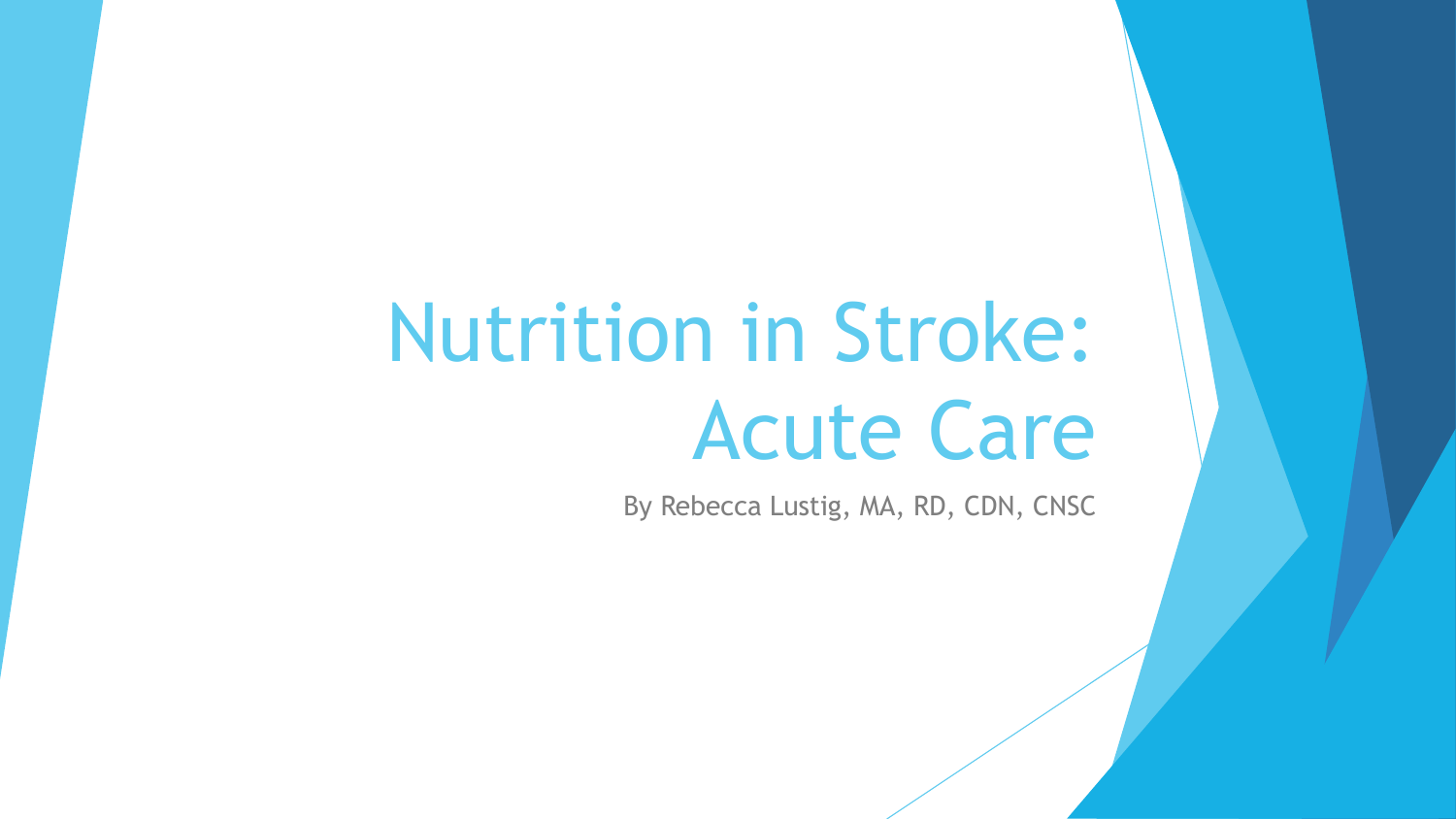# Nutrition in Stroke: Acute Care

By Rebecca Lustig, MA, RD, CDN, CNSC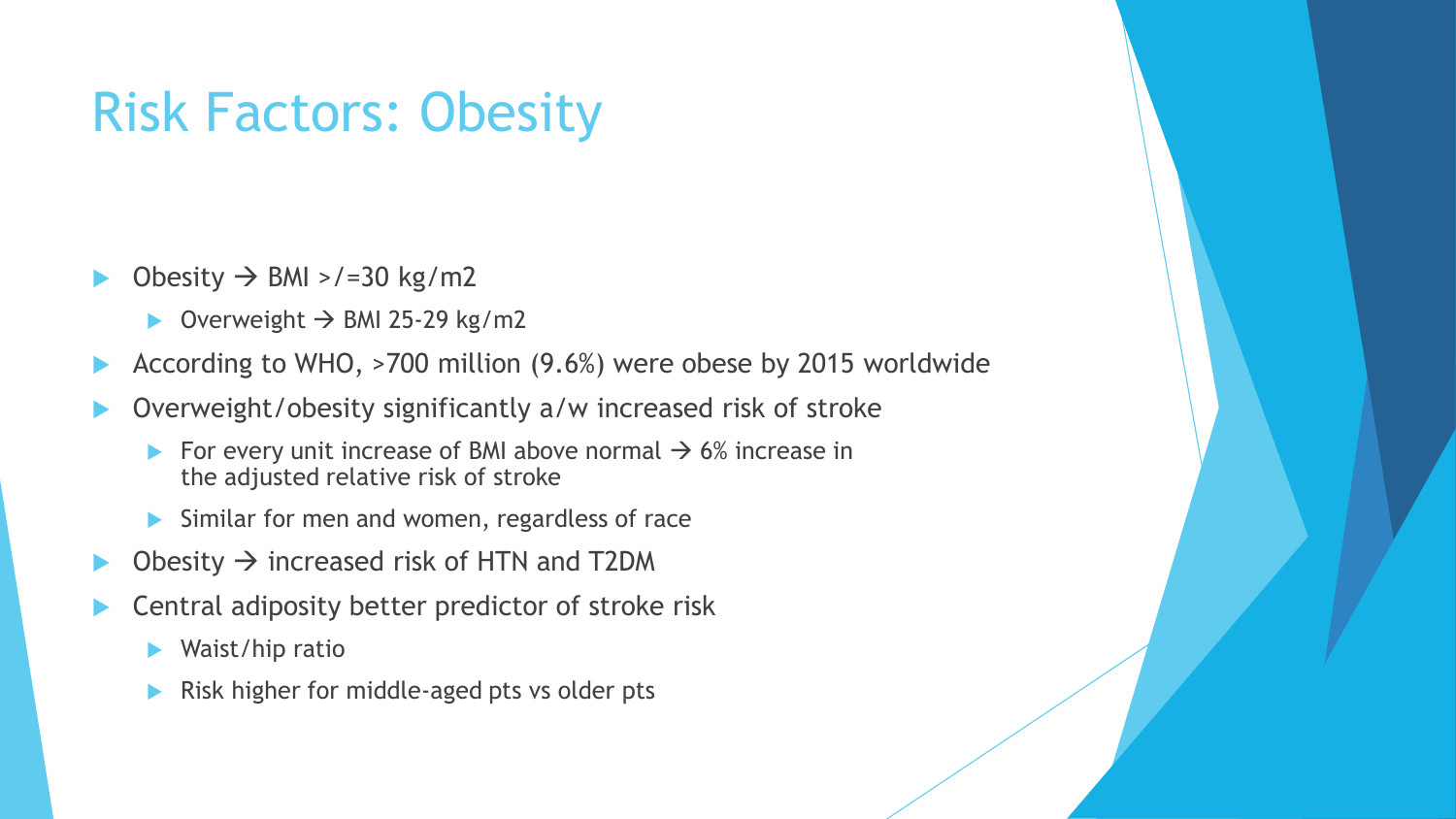# Risk Factors: Obesity

- Obesity → BMI >/=30 kg/m2
  - Overweight → BMI 25-29 kg/m2
- According to WHO, >700 million (9.6%) were obese by 2015 worldwide
- Overweight/obesity significantly a/w increased risk of stroke
  - For every unit increase of BMI above normal → 6% increase in the adjusted relative risk of stroke
  - Similar for men and women, regardless of race
- Obesity → increased risk of HTN and T2DM
- Central adiposity better predictor of stroke risk
  - Waist/hip ratio
  - Risk higher for middle-aged pts vs older pts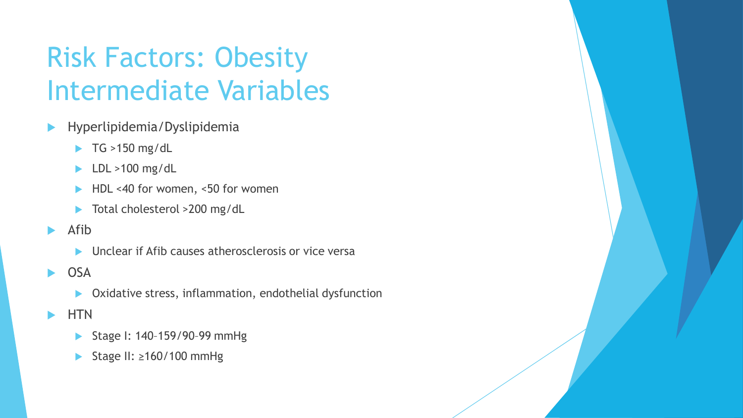# Risk Factors: Obesity Intermediate Variables

- Hyperlipidemia/Dyslipidemia
  - TG >150 mg/dL
  - LDL >100 mg/dL
  - HDL <40 for women, <50 for women
  - Total cholesterol >200 mg/dL
- Afib
  - Unclear if Afib causes atherosclerosis or vice versa
- OSA
  - Oxidative stress, inflammation, endothelial dysfunction
- HTN
  - Stage I: 140–159/90–99 mmHg
  - Stage II: ≥160/100 mmHg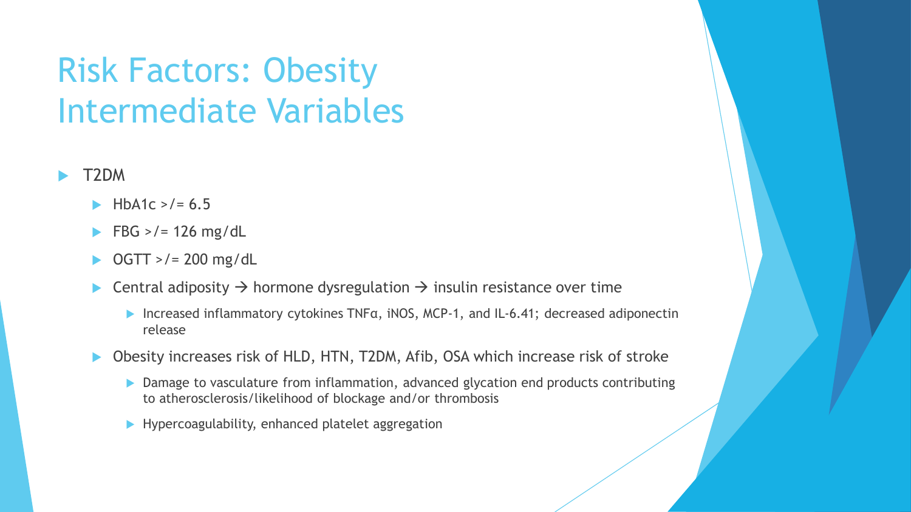# Risk Factors: Obesity Intermediate Variables

- T2DM
  - HbA1c >/= 6.5
  - FBG >/= 126 mg/dL
  - OGTT >/= 200 mg/dL
  - Central adiposity → hormone dysregulation → insulin resistance over time
    - Increased inflammatory cytokines TNFα, iNOS, MCP-1, and IL-6.41; decreased adiponectin release
  - Obesity increases risk of HLD, HTN, T2DM, Afib, OSA which increase risk of stroke
    - Damage to vasculature from inflammation, advanced glycation end products contributing to atherosclerosis/likelihood of blockage and/or thrombosis
    - Hypercoagulability, enhanced platelet aggregation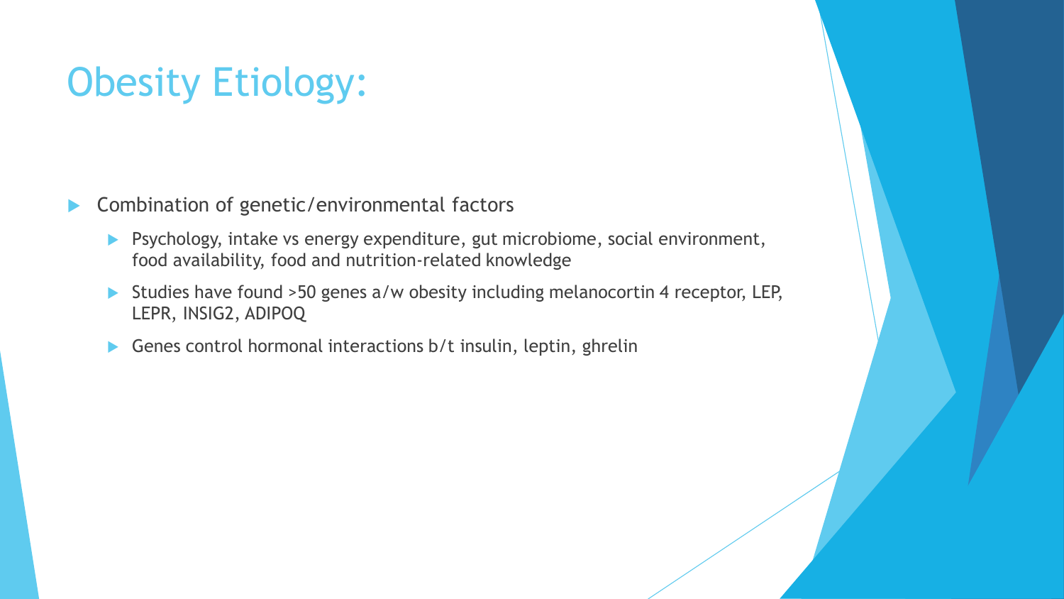# Obesity Etiology:

- Combination of genetic/environmental factors
  - Psychology, intake vs energy expenditure, gut microbiome, social environment, food availability, food and nutrition-related knowledge
  - Studies have found >50 genes a/w obesity including melanocortin 4 receptor, LEP, LEPR, INSIG2, ADIPOQ
  - Genes control hormonal interactions b/t insulin, leptin, ghrelin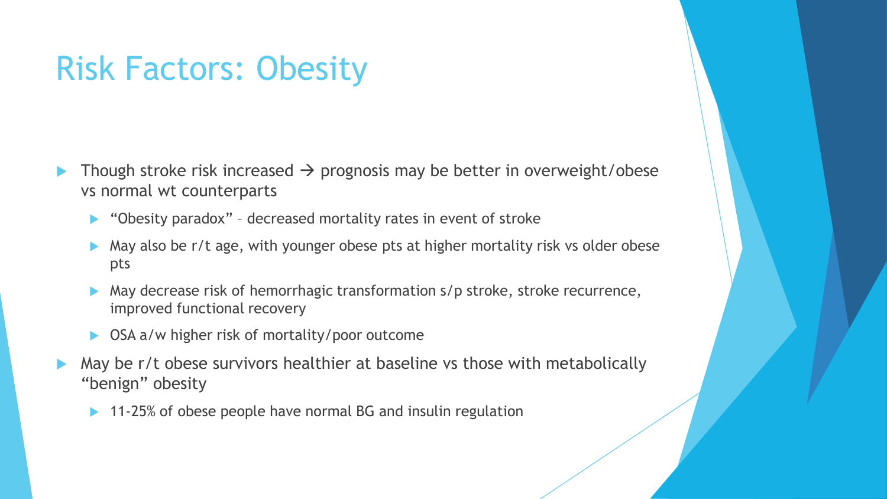# Risk Factors: Obesity

- Though stroke risk increased → prognosis may be better in overweight/obese vs normal wt counterparts
  - "Obesity paradox" – decreased mortality rates in event of stroke
  - May also be r/t age, with younger obese pts at higher mortality risk vs older obese pts
  - May decrease risk of hemorrhagic transformation s/p stroke, stroke recurrence, improved functional recovery
  - OSA a/w higher risk of mortality/poor outcome
- May be r/t obese survivors healthier at baseline vs those with metabolically "benign" obesity
  - 11-25% of obese people have normal BG and insulin regulation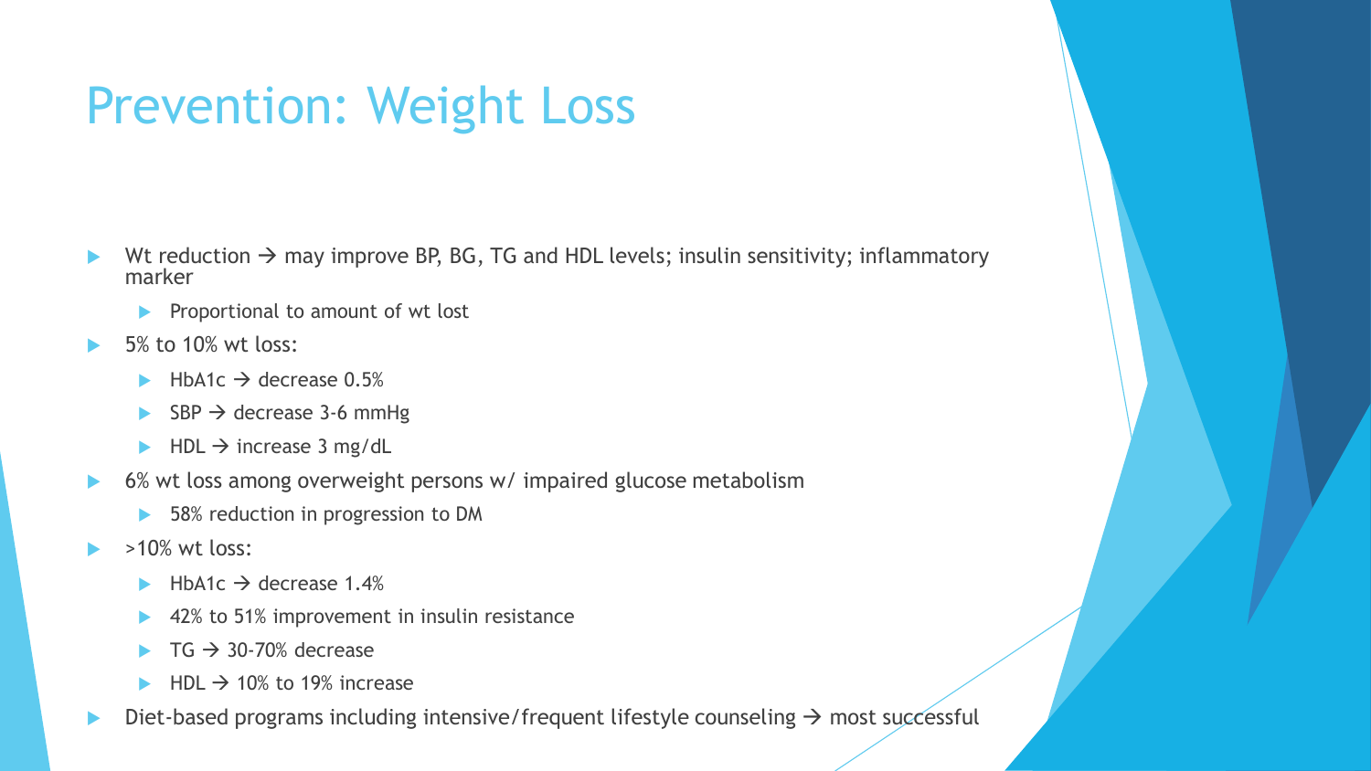# Prevention: Weight Loss

- Wt reduction → may improve BP, BG, TG and HDL levels; insulin sensitivity; inflammatory marker
  - Proportional to amount of wt lost
- 5% to 10% wt loss:
  - HbA1c → decrease 0.5%
  - SBP → decrease 3-6 mmHg
  - HDL → increase 3 mg/dL
- 6% wt loss among overweight persons w/ impaired glucose metabolism
  - 58% reduction in progression to DM
- >10% wt loss:
  - HbA1c → decrease 1.4%
  - 42% to 51% improvement in insulin resistance
  - TG → 30-70% decrease
  - HDL → 10% to 19% increase
- Diet-based programs including intensive/frequent lifestyle counseling → most successful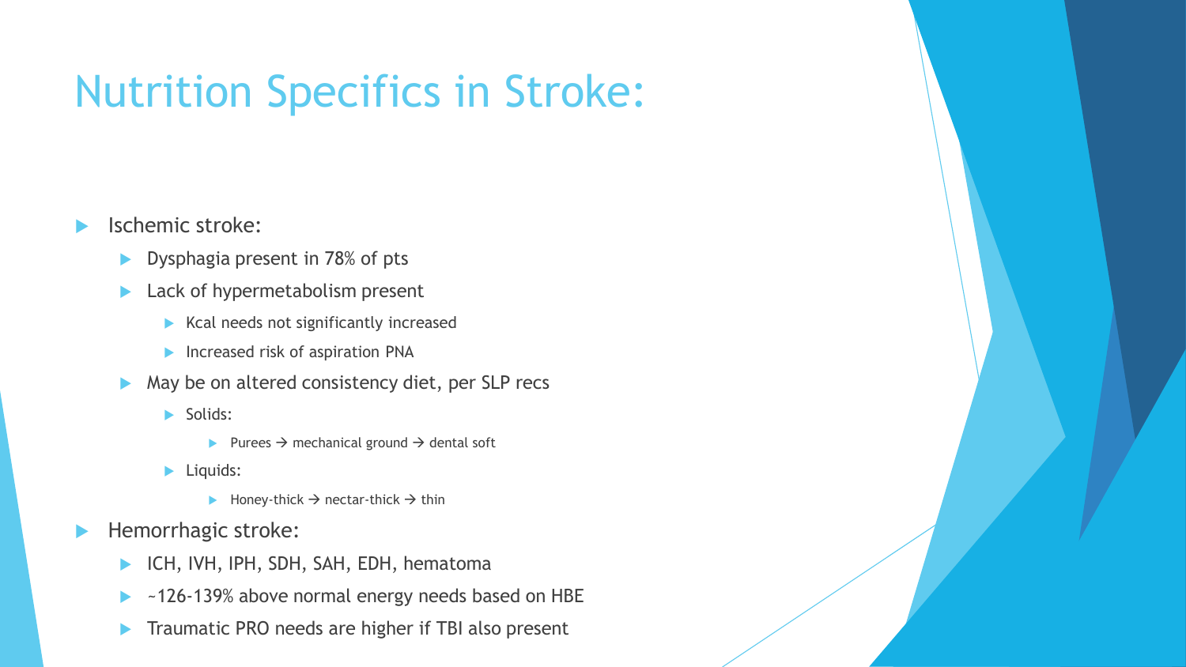# Nutrition Specifics in Stroke:

- Ischemic stroke:
  - Dysphagia present in 78% of pts
  - Lack of hypermetabolism present
    - Kcal needs not significantly increased
    - Increased risk of aspiration PNA
  - May be on altered consistency diet, per SLP recs
    - Solids:
      - Purees → mechanical ground → dental soft
    - Liquids:
      - Honey-thick → nectar-thick → thin
- Hemorrhagic stroke:
  - ICH, IVH, IPH, SDH, SAH, EDH, hematoma
  - ~126-139% above normal energy needs based on HBE
  - Traumatic PRO needs are higher if TBI also present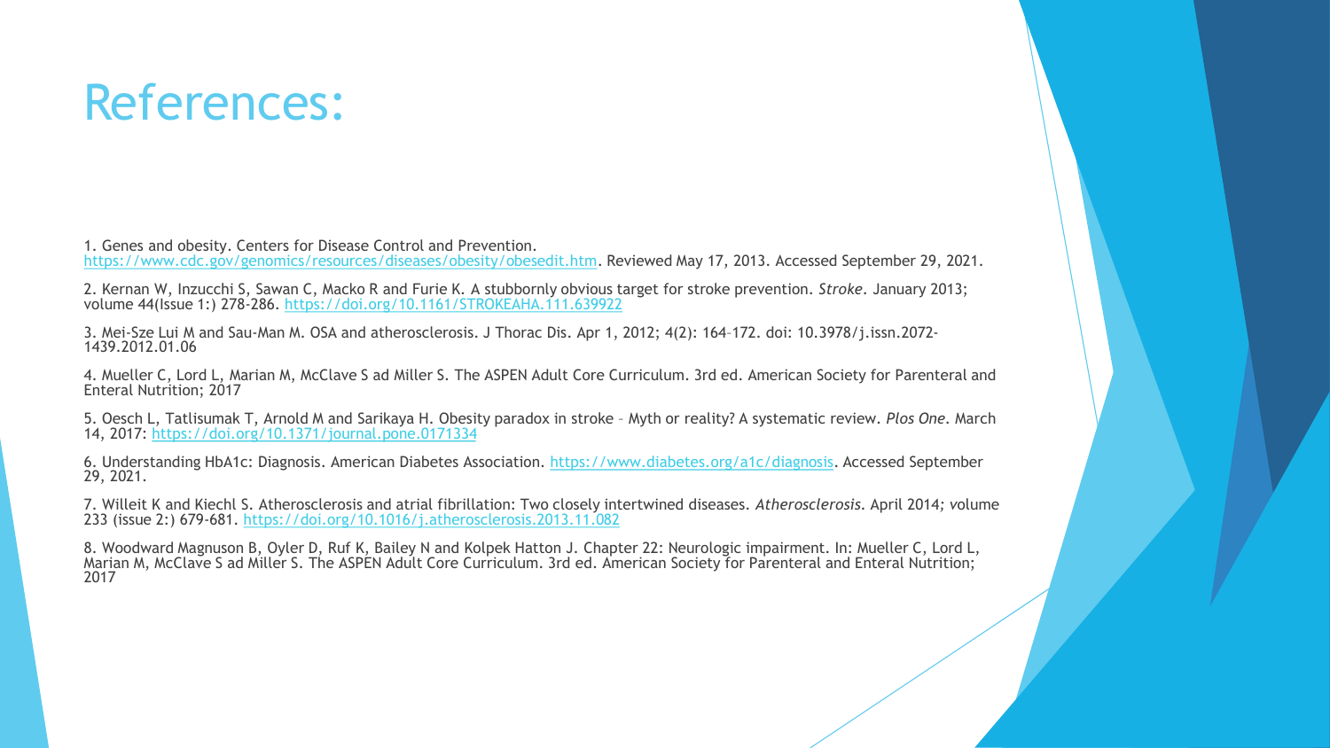# References:

1. Genes and obesity. Centers for Disease Control and Prevention. https://www.cdc.gov/genomics/resources/diseases/obesity/obesedit.htm. Reviewed May 17, 2013. Accessed September 29, 2021.

2. Kernan W, Inzucchi S, Sawan C, Macko R and Furie K. A stubbornly obvious target for stroke prevention. *Stroke*. January 2013; volume 44(Issue 1:) 278-286. https://doi.org/10.1161/STROKEAHA.111.639922

3. Mei-Sze Lui M and Sau-Man M. OSA and atherosclerosis. J Thorac Dis. Apr 1, 2012; 4(2): 164–172. doi: 10.3978/j.issn.2072-1439.2012.01.06

4. Mueller C, Lord L, Marian M, McClave S ad Miller S. The ASPEN Adult Core Curriculum. 3rd ed. American Society for Parenteral and Enteral Nutrition; 2017

5. Oesch L, Tatlisumak T, Arnold M and Sarikaya H. Obesity paradox in stroke – Myth or reality? A systematic review. *Plos One*. March 14, 2017: https://doi.org/10.1371/journal.pone.0171334

6. Understanding HbA1c: Diagnosis. American Diabetes Association. https://www.diabetes.org/a1c/diagnosis. Accessed September 29, 2021.

7. Willeit K and Kiechl S. Atherosclerosis and atrial fibrillation: Two closely intertwined diseases. *Atherosclerosis*. April 2014; volume 233 (issue 2:) 679-681. https://doi.org/10.1016/j.atherosclerosis.2013.11.082

8. Woodward Magnuson B, Oyler D, Ruf K, Bailey N and Kolpek Hatton J. Chapter 22: Neurologic impairment. In: Mueller C, Lord L, Marian M, McClave S ad Miller S. The ASPEN Adult Core Curriculum. 3rd ed. American Society for Parenteral and Enteral Nutrition; 2017